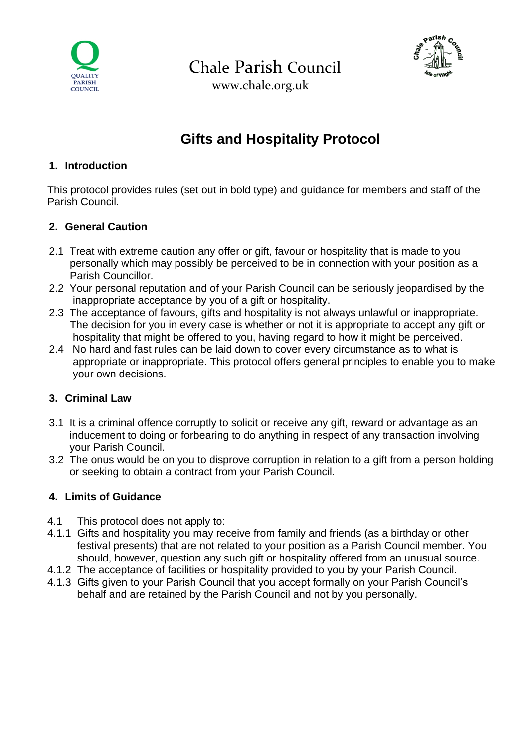Chale Parish Council

www.chale.org.uk

# Gifts and Hospitality Protocol

## 1. Introduction

This protocol provides rules (set out in bold type) and guidance for members and staff of the Parish Council.

## 2. General Caution

2.1 Treat with extreme caution any offer or gift, favour or hospitality that is made to you personally which may possibly be perceived to be in connection with your position as a Parish Councillor.

2.2 Your personal reputation and of your Parish Council can be seriously jeopardised by the inappropriate acceptance by you of a gift or hospitality.

2.3 The acceptance of favours, gifts and hospitality is not always unlawful or inappropriate. The decision for you in every case is whether or not it is appropriate to accept any gift or hospitality that might be offered to you, having regard to how it might be perceived.

2.4 No hard and fast rules can be laid down to cover every circumstance as to what is appropriate or inappropriate. This protocol offers general principles to enable you to make your own decisions.

## 3. Criminal Law

3.1 It is a criminal offence corruptly to solicit or receive any gift, reward or advantage as an inducement to doing or forbearing to do anything in respect of any transaction involving your Parish Council.

3.2 The onus would be on you to disprove corruption in relation to a gift from a person holding or seeking to obtain a contract from your Parish Council.

## 4. Limits of Guidance

4.1 This protocol does not apply to:

4.1.1 Gifts and hospitality you may receive from family and friends (as a birthday or other festival presents) that are not related to your position as a Parish Council member. You should, however, question any such gift or hospitality offered from an unusual source.

4.1.2 The acceptance of facilities or hospitality provided to you by your Parish Council.

4.1.3 Gifts given to your Parish Council that you accept formally on your Parish Council's behalf and are retained by the Parish Council and not by you personally.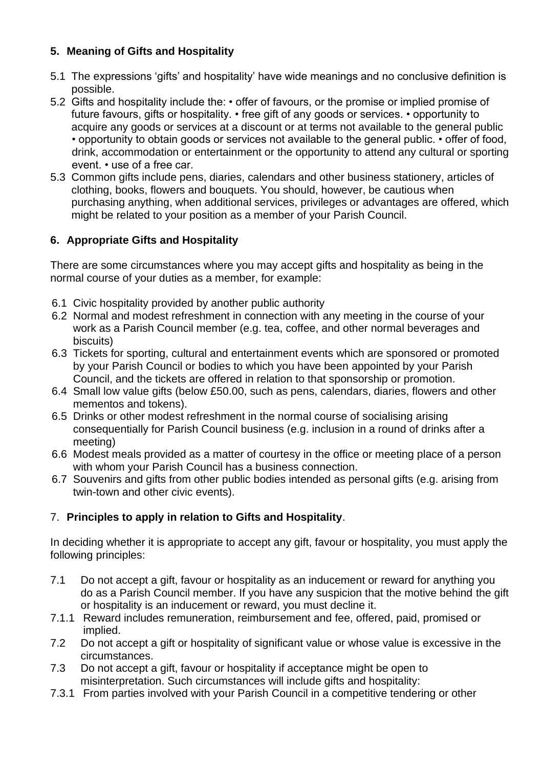## 5. Meaning of Gifts and Hospitality

5.1 The expressions 'gifts' and hospitality' have wide meanings and no conclusive definition is possible.

5.2 Gifts and hospitality include the: • offer of favours, or the promise or implied promise of future favours, gifts or hospitality. • free gift of any goods or services. • opportunity to acquire any goods or services at a discount or at terms not available to the general public • opportunity to obtain goods or services not available to the general public. • offer of food, drink, accommodation or entertainment or the opportunity to attend any cultural or sporting event. • use of a free car.

5.3 Common gifts include pens, diaries, calendars and other business stationery, articles of clothing, books, flowers and bouquets. You should, however, be cautious when purchasing anything, when additional services, privileges or advantages are offered, which might be related to your position as a member of your Parish Council.

## 6. Appropriate Gifts and Hospitality

There are some circumstances where you may accept gifts and hospitality as being in the normal course of your duties as a member, for example:

6.1 Civic hospitality provided by another public authority

6.2 Normal and modest refreshment in connection with any meeting in the course of your work as a Parish Council member (e.g. tea, coffee, and other normal beverages and biscuits)

6.3 Tickets for sporting, cultural and entertainment events which are sponsored or promoted by your Parish Council or bodies to which you have been appointed by your Parish Council, and the tickets are offered in relation to that sponsorship or promotion.

6.4 Small low value gifts (below £50.00, such as pens, calendars, diaries, flowers and other mementos and tokens).

6.5 Drinks or other modest refreshment in the normal course of socialising arising consequentially for Parish Council business (e.g. inclusion in a round of drinks after a meeting)

6.6 Modest meals provided as a matter of courtesy in the office or meeting place of a person with whom your Parish Council has a business connection.

6.7 Souvenirs and gifts from other public bodies intended as personal gifts (e.g. arising from twin-town and other civic events).

## 7. Principles to apply in relation to Gifts and Hospitality.

In deciding whether it is appropriate to accept any gift, favour or hospitality, you must apply the following principles:

7.1 Do not accept a gift, favour or hospitality as an inducement or reward for anything you do as a Parish Council member. If you have any suspicion that the motive behind the gift or hospitality is an inducement or reward, you must decline it.

7.1.1 Reward includes remuneration, reimbursement and fee, offered, paid, promised or implied.

7.2 Do not accept a gift or hospitality of significant value or whose value is excessive in the circumstances.

7.3 Do not accept a gift, favour or hospitality if acceptance might be open to misinterpretation. Such circumstances will include gifts and hospitality:

7.3.1 From parties involved with your Parish Council in a competitive tendering or other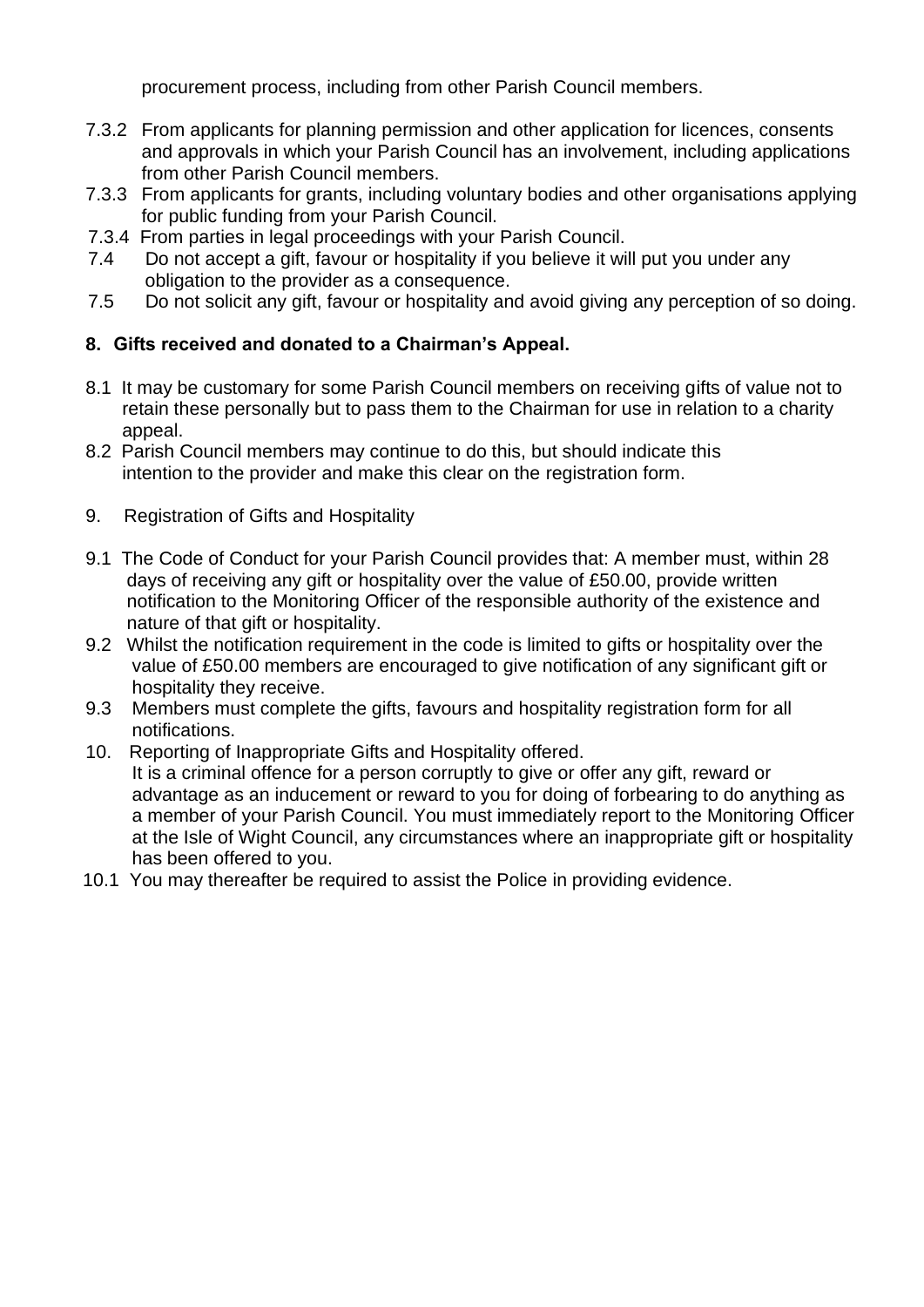procurement process, including from other Parish Council members.

7.3.2 From applicants for planning permission and other application for licences, consents and approvals in which your Parish Council has an involvement, including applications from other Parish Council members.

7.3.3 From applicants for grants, including voluntary bodies and other organisations applying for public funding from your Parish Council.

7.3.4 From parties in legal proceedings with your Parish Council.

7.4 Do not accept a gift, favour or hospitality if you believe it will put you under any obligation to the provider as a consequence.

7.5 Do not solicit any gift, favour or hospitality and avoid giving any perception of so doing.

**8. Gifts received and donated to a Chairman's Appeal.**

8.1 It may be customary for some Parish Council members on receiving gifts of value not to retain these personally but to pass them to the Chairman for use in relation to a charity appeal.

8.2 Parish Council members may continue to do this, but should indicate this intention to the provider and make this clear on the registration form.

9. Registration of Gifts and Hospitality

9.1 The Code of Conduct for your Parish Council provides that: A member must, within 28 days of receiving any gift or hospitality over the value of £50.00, provide written notification to the Monitoring Officer of the responsible authority of the existence and nature of that gift or hospitality.

9.2 Whilst the notification requirement in the code is limited to gifts or hospitality over the value of £50.00 members are encouraged to give notification of any significant gift or hospitality they receive.

9.3 Members must complete the gifts, favours and hospitality registration form for all notifications.

10. Reporting of Inappropriate Gifts and Hospitality offered.
It is a criminal offence for a person corruptly to give or offer any gift, reward or advantage as an inducement or reward to you for doing of forbearing to do anything as a member of your Parish Council. You must immediately report to the Monitoring Officer at the Isle of Wight Council, any circumstances where an inappropriate gift or hospitality has been offered to you.

10.1 You may thereafter be required to assist the Police in providing evidence.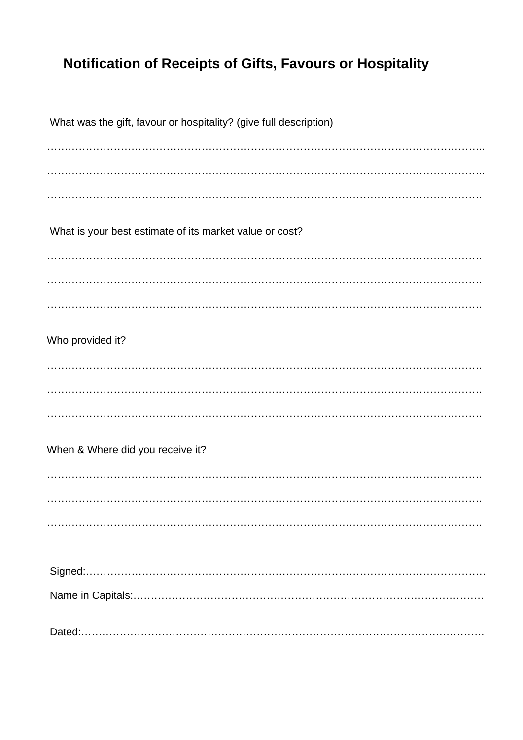## Notification of Receipts of Gifts, Favours or Hospitality

What was the gift, favour or hospitality? (give full description)

……………………………………………………………………………………………………………..

……………………………………………………………………………………………………………..

…………………………………………………………………………………………………………….

What is your best estimate of its market value or cost?

…………………………………………………………………………………………………………….

…………………………………………………………………………………………………………….

…………………………………………………………………………………………………………….

Who provided it?

…………………………………………………………………………………………………………….

…………………………………………………………………………………………………………….

…………………………………………………………………………………………………………….

When & Where did you receive it?

…………………………………………………………………………………………………………….

…………………………………………………………………………………………………………….

…………………………………………………………………………………………………………….

Signed:……………………………………………………………………………………………………

Name in Capitals:……………………………………………………………………………………….

Dated:…………………………………………………………………………………………………….